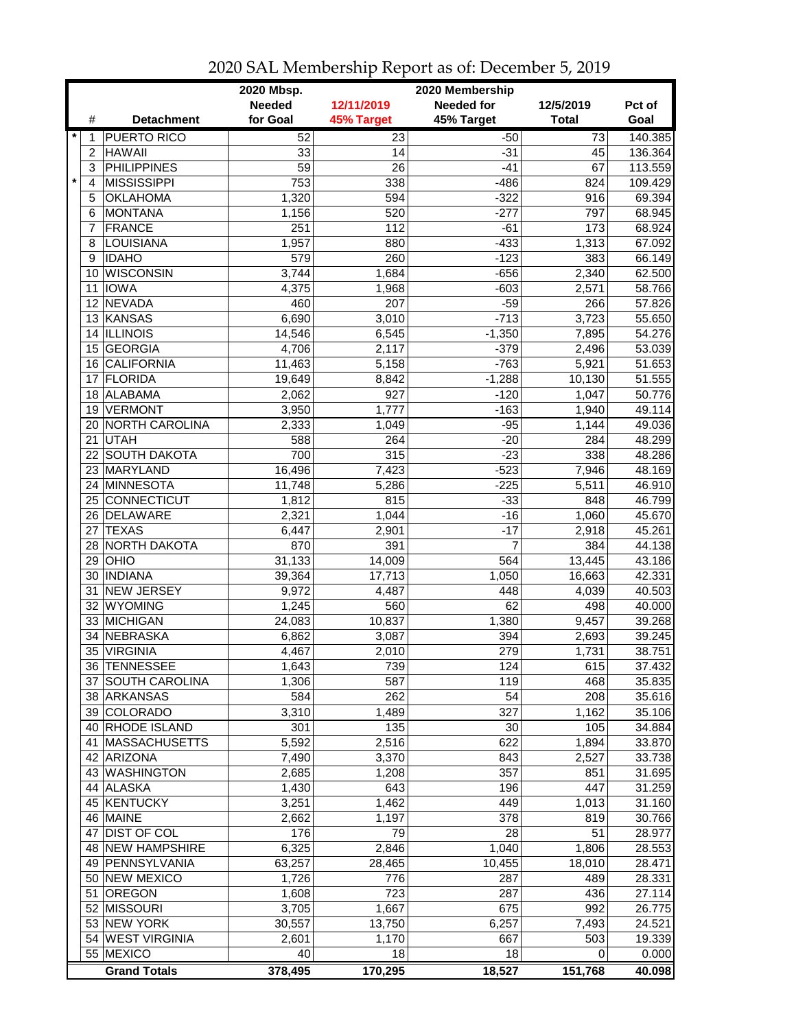# 2020 SAL Membership Report as of: December 5, 2019

| | # | Detachment | 2020 Mbsp. Needed for Goal | 12/11/2019 45% Target | 2020 Membership Needed for 45% Target | 12/5/2019 Total | Pct of Goal |
|---|---|---|---|---|---|---|---|
| * | 1 | PUERTO RICO | 52 | 23 | -50 | 73 | 140.385 |
| | 2 | HAWAII | 33 | 14 | -31 | 45 | 136.364 |
| | 3 | PHILIPPINES | 59 | 26 | -41 | 67 | 113.559 |
| * | 4 | MISSISSIPPI | 753 | 338 | -486 | 824 | 109.429 |
| | 5 | OKLAHOMA | 1,320 | 594 | -322 | 916 | 69.394 |
| | 6 | MONTANA | 1,156 | 520 | -277 | 797 | 68.945 |
| | 7 | FRANCE | 251 | 112 | -61 | 173 | 68.924 |
| | 8 | LOUISIANA | 1,957 | 880 | -433 | 1,313 | 67.092 |
| | 9 | IDAHO | 579 | 260 | -123 | 383 | 66.149 |
| | 10 | WISCONSIN | 3,744 | 1,684 | -656 | 2,340 | 62.500 |
| | 11 | IOWA | 4,375 | 1,968 | -603 | 2,571 | 58.766 |
| | 12 | NEVADA | 460 | 207 | -59 | 266 | 57.826 |
| | 13 | KANSAS | 6,690 | 3,010 | -713 | 3,723 | 55.650 |
| | 14 | ILLINOIS | 14,546 | 6,545 | -1,350 | 7,895 | 54.276 |
| | 15 | GEORGIA | 4,706 | 2,117 | -379 | 2,496 | 53.039 |
| | 16 | CALIFORNIA | 11,463 | 5,158 | -763 | 5,921 | 51.653 |
| | 17 | FLORIDA | 19,649 | 8,842 | -1,288 | 10,130 | 51.555 |
| | 18 | ALABAMA | 2,062 | 927 | -120 | 1,047 | 50.776 |
| | 19 | VERMONT | 3,950 | 1,777 | -163 | 1,940 | 49.114 |
| | 20 | NORTH CAROLINA | 2,333 | 1,049 | -95 | 1,144 | 49.036 |
| | 21 | UTAH | 588 | 264 | -20 | 284 | 48.299 |
| | 22 | SOUTH DAKOTA | 700 | 315 | -23 | 338 | 48.286 |
| | 23 | MARYLAND | 16,496 | 7,423 | -523 | 7,946 | 48.169 |
| | 24 | MINNESOTA | 11,748 | 5,286 | -225 | 5,511 | 46.910 |
| | 25 | CONNECTICUT | 1,812 | 815 | -33 | 848 | 46.799 |
| | 26 | DELAWARE | 2,321 | 1,044 | -16 | 1,060 | 45.670 |
| | 27 | TEXAS | 6,447 | 2,901 | -17 | 2,918 | 45.261 |
| | 28 | NORTH DAKOTA | 870 | 391 | 7 | 384 | 44.138 |
| | 29 | OHIO | 31,133 | 14,009 | 564 | 13,445 | 43.186 |
| | 30 | INDIANA | 39,364 | 17,713 | 1,050 | 16,663 | 42.331 |
| | 31 | NEW JERSEY | 9,972 | 4,487 | 448 | 4,039 | 40.503 |
| | 32 | WYOMING | 1,245 | 560 | 62 | 498 | 40.000 |
| | 33 | MICHIGAN | 24,083 | 10,837 | 1,380 | 9,457 | 39.268 |
| | 34 | NEBRASKA | 6,862 | 3,087 | 394 | 2,693 | 39.245 |
| | 35 | VIRGINIA | 4,467 | 2,010 | 279 | 1,731 | 38.751 |
| | 36 | TENNESSEE | 1,643 | 739 | 124 | 615 | 37.432 |
| | 37 | SOUTH CAROLINA | 1,306 | 587 | 119 | 468 | 35.835 |
| | 38 | ARKANSAS | 584 | 262 | 54 | 208 | 35.616 |
| | 39 | COLORADO | 3,310 | 1,489 | 327 | 1,162 | 35.106 |
| | 40 | RHODE ISLAND | 301 | 135 | 30 | 105 | 34.884 |
| | 41 | MASSACHUSETTS | 5,592 | 2,516 | 622 | 1,894 | 33.870 |
| | 42 | ARIZONA | 7,490 | 3,370 | 843 | 2,527 | 33.738 |
| | 43 | WASHINGTON | 2,685 | 1,208 | 357 | 851 | 31.695 |
| | 44 | ALASKA | 1,430 | 643 | 196 | 447 | 31.259 |
| | 45 | KENTUCKY | 3,251 | 1,462 | 449 | 1,013 | 31.160 |
| | 46 | MAINE | 2,662 | 1,197 | 378 | 819 | 30.766 |
| | 47 | DIST OF COL | 176 | 79 | 28 | 51 | 28.977 |
| | 48 | NEW HAMPSHIRE | 6,325 | 2,846 | 1,040 | 1,806 | 28.553 |
| | 49 | PENNSYLVANIA | 63,257 | 28,465 | 10,455 | 18,010 | 28.471 |
| | 50 | NEW MEXICO | 1,726 | 776 | 287 | 489 | 28.331 |
| | 51 | OREGON | 1,608 | 723 | 287 | 436 | 27.114 |
| | 52 | MISSOURI | 3,705 | 1,667 | 675 | 992 | 26.775 |
| | 53 | NEW YORK | 30,557 | 13,750 | 6,257 | 7,493 | 24.521 |
| | 54 | WEST VIRGINIA | 2,601 | 1,170 | 667 | 503 | 19.339 |
| | 55 | MEXICO | 40 | 18 | 18 | 0 | 0.000 |
| | | **Grand Totals** | **378,495** | **170,295** | **18,527** | **151,768** | **40.098** |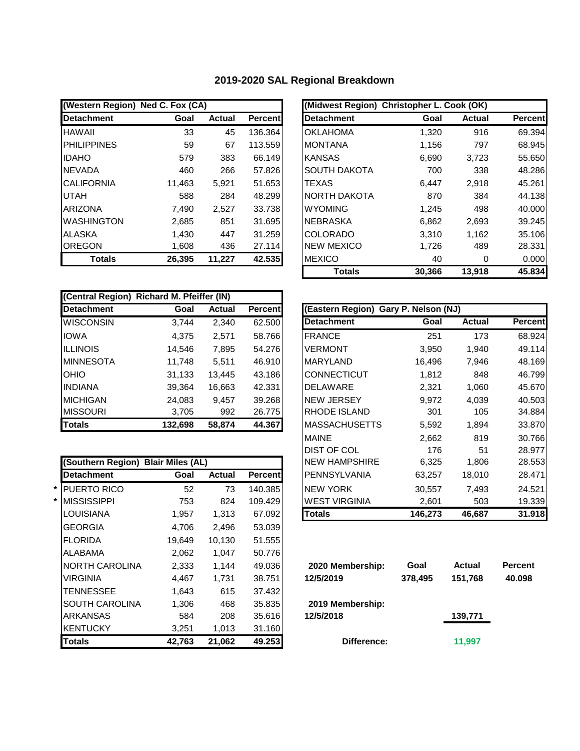# 2019-2020 SAL Regional Breakdown

| (Western Region) Ned C. Fox (CA) | | | |
|---|---|---|---|
| **Detachment** | **Goal** | **Actual** | **Percent** |
| HAWAII | 33 | 45 | 136.364 |
| PHILIPPINES | 59 | 67 | 113.559 |
| IDAHO | 579 | 383 | 66.149 |
| NEVADA | 460 | 266 | 57.826 |
| CALIFORNIA | 11,463 | 5,921 | 51.653 |
| UTAH | 588 | 284 | 48.299 |
| ARIZONA | 7,490 | 2,527 | 33.738 |
| WASHINGTON | 2,685 | 851 | 31.695 |
| ALASKA | 1,430 | 447 | 31.259 |
| OREGON | 1,608 | 436 | 27.114 |
| **Totals** | **26,395** | **11,227** | **42.535** |

| (Midwest Region) Christopher L. Cook (OK) | | | |
|---|---|---|---|
| **Detachment** | **Goal** | **Actual** | **Percent** |
| OKLAHOMA | 1,320 | 916 | 69.394 |
| MONTANA | 1,156 | 797 | 68.945 |
| KANSAS | 6,690 | 3,723 | 55.650 |
| SOUTH DAKOTA | 700 | 338 | 48.286 |
| TEXAS | 6,447 | 2,918 | 45.261 |
| NORTH DAKOTA | 870 | 384 | 44.138 |
| WYOMING | 1,245 | 498 | 40.000 |
| NEBRASKA | 6,862 | 2,693 | 39.245 |
| COLORADO | 3,310 | 1,162 | 35.106 |
| NEW MEXICO | 1,726 | 489 | 28.331 |
| MEXICO | 40 | 0 | 0.000 |
| **Totals** | **30,366** | **13,918** | **45.834** |

| (Central Region) Richard M. Pfeiffer (IN) | | | |
|---|---|---|---|
| **Detachment** | **Goal** | **Actual** | **Percent** |
| WISCONSIN | 3,744 | 2,340 | 62.500 |
| IOWA | 4,375 | 2,571 | 58.766 |
| ILLINOIS | 14,546 | 7,895 | 54.276 |
| MINNESOTA | 11,748 | 5,511 | 46.910 |
| OHIO | 31,133 | 13,445 | 43.186 |
| INDIANA | 39,364 | 16,663 | 42.331 |
| MICHIGAN | 24,083 | 9,457 | 39.268 |
| MISSOURI | 3,705 | 992 | 26.775 |
| **Totals** | **132,698** | **58,874** | **44.367** |

| (Eastern Region) Gary P. Nelson (NJ) | | | |
|---|---|---|---|
| **Detachment** | **Goal** | **Actual** | **Percent** |
| FRANCE | 251 | 173 | 68.924 |
| VERMONT | 3,950 | 1,940 | 49.114 |
| MARYLAND | 16,496 | 7,946 | 48.169 |
| CONNECTICUT | 1,812 | 848 | 46.799 |
| DELAWARE | 2,321 | 1,060 | 45.670 |
| NEW JERSEY | 9,972 | 4,039 | 40.503 |
| RHODE ISLAND | 301 | 105 | 34.884 |
| MASSACHUSETTS | 5,592 | 1,894 | 33.870 |
| MAINE | 2,662 | 819 | 30.766 |
| DIST OF COL | 176 | 51 | 28.977 |
| NEW HAMPSHIRE | 6,325 | 1,806 | 28.553 |
| PENNSYLVANIA | 63,257 | 18,010 | 28.471 |
| NEW YORK | 30,557 | 7,493 | 24.521 |
| WEST VIRGINIA | 2,601 | 503 | 19.339 |
| **Totals** | **146,273** | **46,687** | **31.918** |

| (Southern Region) Blair Miles (AL) | | | |
|---|---|---|---|
| **Detachment** | **Goal** | **Actual** | **Percent** |
| * PUERTO RICO | 52 | 73 | 140.385 |
| * MISSISSIPPI | 753 | 824 | 109.429 |
| LOUISIANA | 1,957 | 1,313 | 67.092 |
| GEORGIA | 4,706 | 2,496 | 53.039 |
| FLORIDA | 19,649 | 10,130 | 51.555 |
| ALABAMA | 2,062 | 1,047 | 50.776 |
| NORTH CAROLINA | 2,333 | 1,144 | 49.036 |
| VIRGINIA | 4,467 | 1,731 | 38.751 |
| TENNESSEE | 1,643 | 615 | 37.432 |
| SOUTH CAROLINA | 1,306 | 468 | 35.835 |
| ARKANSAS | 584 | 208 | 35.616 |
| KENTUCKY | 3,251 | 1,013 | 31.160 |
| **Totals** | **42,763** | **21,062** | **49.253** |

| | **Goal** | **Actual** | **Percent** |
|---|---|---|---|
| **2020 Membership:** 12/5/2019 | **378,495** | **151,768** | **40.098** |
| **2019 Membership:** 12/5/2018 | | **139,771** | |
| **Difference:** | | **11,997** | |